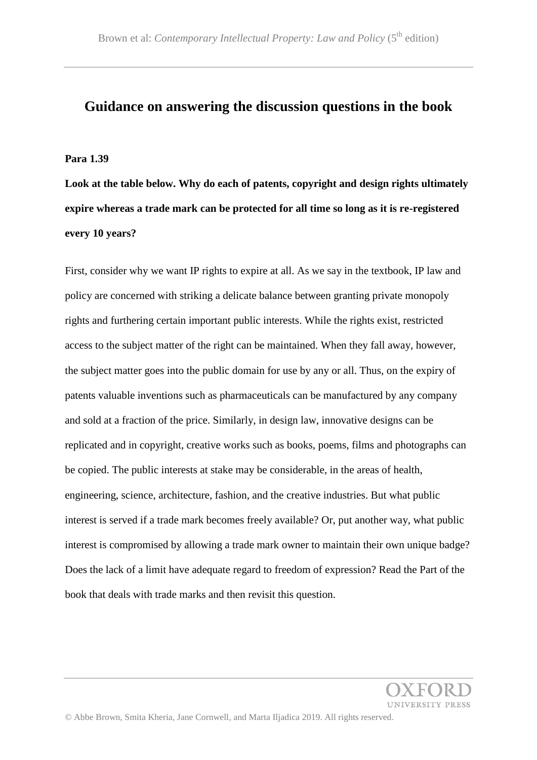# Guidance on answering the discussion questions in the book

**Para 1.39**

**Look at the table below. Why do each of patents, copyright and design rights ultimately expire whereas a trade mark can be protected for all time so long as it is re-registered every 10 years?**

First, consider why we want IP rights to expire at all. As we say in the textbook, IP law and policy are concerned with striking a delicate balance between granting private monopoly rights and furthering certain important public interests. While the rights exist, restricted access to the subject matter of the right can be maintained. When they fall away, however, the subject matter goes into the public domain for use by any or all. Thus, on the expiry of patents valuable inventions such as pharmaceuticals can be manufactured by any company and sold at a fraction of the price. Similarly, in design law, innovative designs can be replicated and in copyright, creative works such as books, poems, films and photographs can be copied. The public interests at stake may be considerable, in the areas of health, engineering, science, architecture, fashion, and the creative industries. But what public interest is served if a trade mark becomes freely available? Or, put another way, what public interest is compromised by allowing a trade mark owner to maintain their own unique badge? Does the lack of a limit have adequate regard to freedom of expression? Read the Part of the book that deals with trade marks and then revisit this question.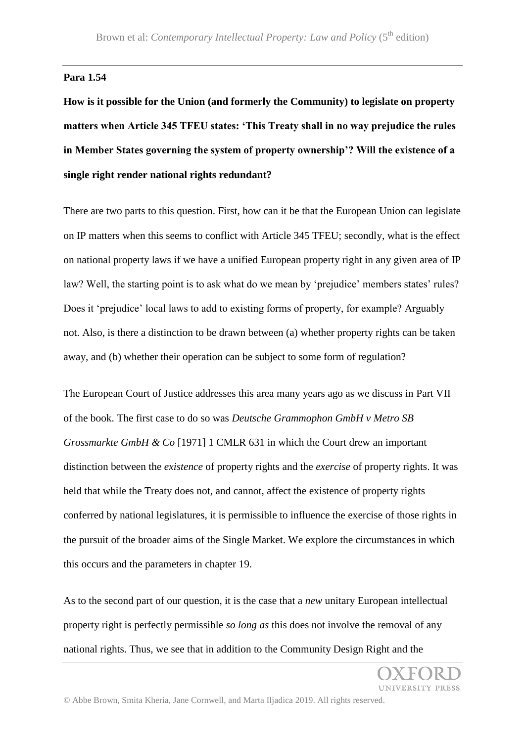**Para 1.54**

**How is it possible for the Union (and formerly the Community) to legislate on property matters when Article 345 TFEU states: 'This Treaty shall in no way prejudice the rules in Member States governing the system of property ownership'? Will the existence of a single right render national rights redundant?**

There are two parts to this question. First, how can it be that the European Union can legislate on IP matters when this seems to conflict with Article 345 TFEU; secondly, what is the effect on national property laws if we have a unified European property right in any given area of IP law? Well, the starting point is to ask what do we mean by 'prejudice' members states' rules? Does it 'prejudice' local laws to add to existing forms of property, for example? Arguably not. Also, is there a distinction to be drawn between (a) whether property rights can be taken away, and (b) whether their operation can be subject to some form of regulation?

The European Court of Justice addresses this area many years ago as we discuss in Part VII of the book. The first case to do so was *Deutsche Grammophon GmbH v Metro SB Grossmarkte GmbH & Co* [1971] 1 CMLR 631 in which the Court drew an important distinction between the *existence* of property rights and the *exercise* of property rights. It was held that while the Treaty does not, and cannot, affect the existence of property rights conferred by national legislatures, it is permissible to influence the exercise of those rights in the pursuit of the broader aims of the Single Market. We explore the circumstances in which this occurs and the parameters in chapter 19.

As to the second part of our question, it is the case that a *new* unitary European intellectual property right is perfectly permissible *so long as* this does not involve the removal of any national rights. Thus, we see that in addition to the Community Design Right and the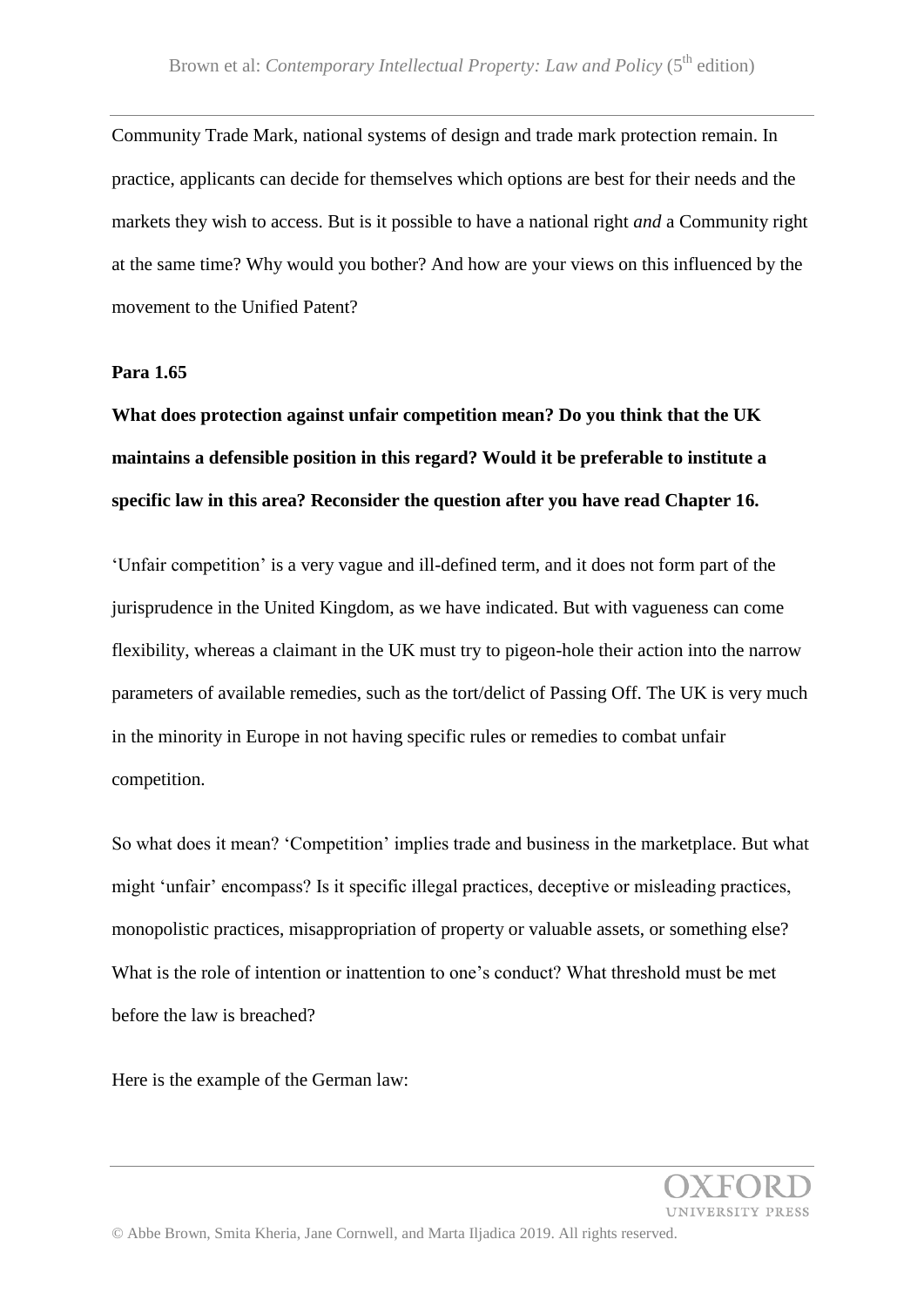Community Trade Mark, national systems of design and trade mark protection remain. In practice, applicants can decide for themselves which options are best for their needs and the markets they wish to access. But is it possible to have a national right *and* a Community right at the same time? Why would you bother? And how are your views on this influenced by the movement to the Unified Patent?

**Para 1.65**

**What does protection against unfair competition mean? Do you think that the UK maintains a defensible position in this regard? Would it be preferable to institute a specific law in this area? Reconsider the question after you have read Chapter 16.**

'Unfair competition' is a very vague and ill-defined term, and it does not form part of the jurisprudence in the United Kingdom, as we have indicated. But with vagueness can come flexibility, whereas a claimant in the UK must try to pigeon-hole their action into the narrow parameters of available remedies, such as the tort/delict of Passing Off. The UK is very much in the minority in Europe in not having specific rules or remedies to combat unfair competition.

So what does it mean? 'Competition' implies trade and business in the marketplace. But what might 'unfair' encompass? Is it specific illegal practices, deceptive or misleading practices, monopolistic practices, misappropriation of property or valuable assets, or something else? What is the role of intention or inattention to one's conduct? What threshold must be met before the law is breached?

Here is the example of the German law: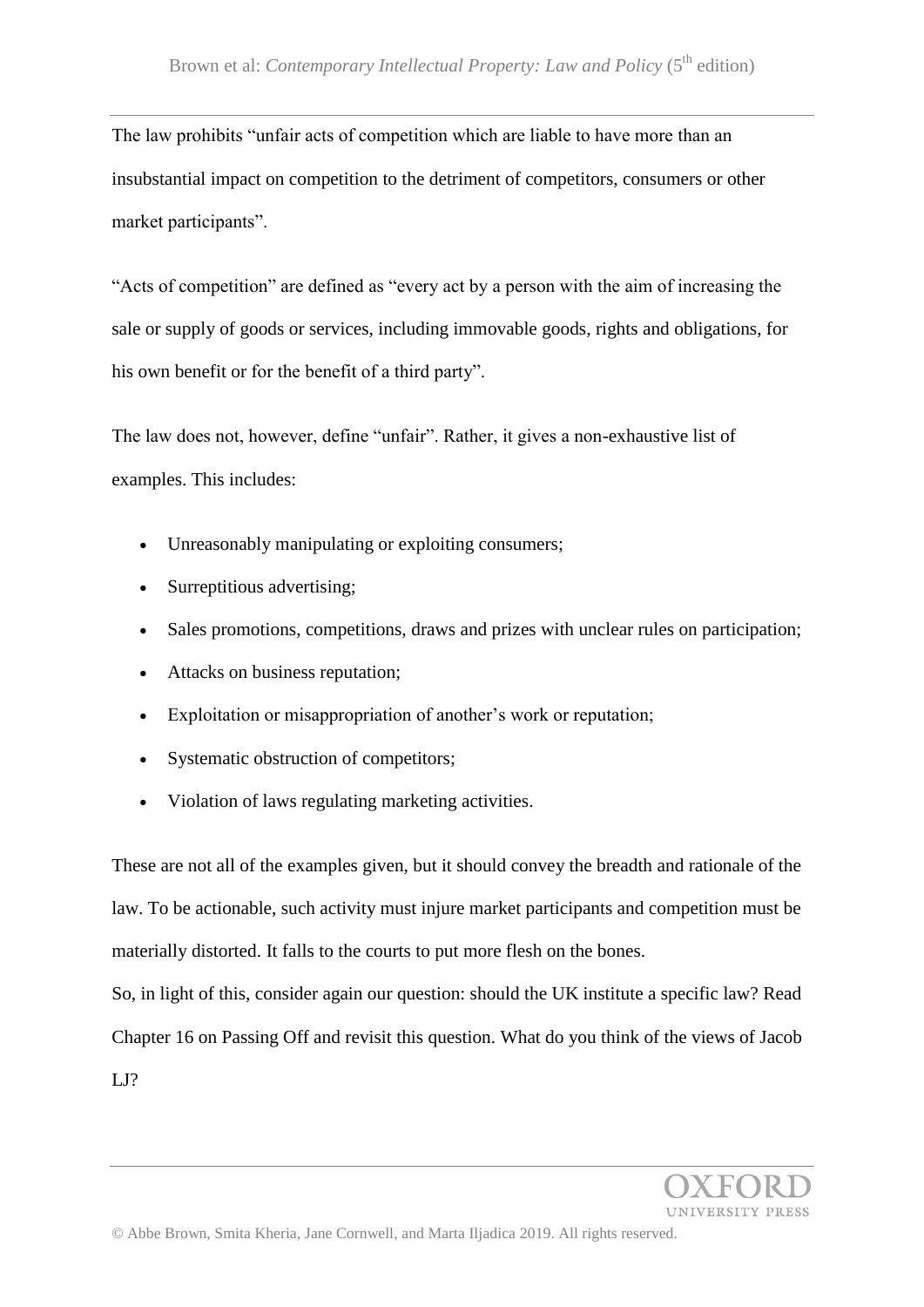The law prohibits "unfair acts of competition which are liable to have more than an insubstantial impact on competition to the detriment of competitors, consumers or other market participants".

"Acts of competition" are defined as "every act by a person with the aim of increasing the sale or supply of goods or services, including immovable goods, rights and obligations, for his own benefit or for the benefit of a third party".

The law does not, however, define "unfair". Rather, it gives a non-exhaustive list of examples. This includes:

- Unreasonably manipulating or exploiting consumers;
- Surreptitious advertising;
- Sales promotions, competitions, draws and prizes with unclear rules on participation;
- Attacks on business reputation;
- Exploitation or misappropriation of another's work or reputation;
- Systematic obstruction of competitors;
- Violation of laws regulating marketing activities.

These are not all of the examples given, but it should convey the breadth and rationale of the law. To be actionable, such activity must injure market participants and competition must be materially distorted. It falls to the courts to put more flesh on the bones.

So, in light of this, consider again our question: should the UK institute a specific law? Read Chapter 16 on Passing Off and revisit this question. What do you think of the views of Jacob LJ?